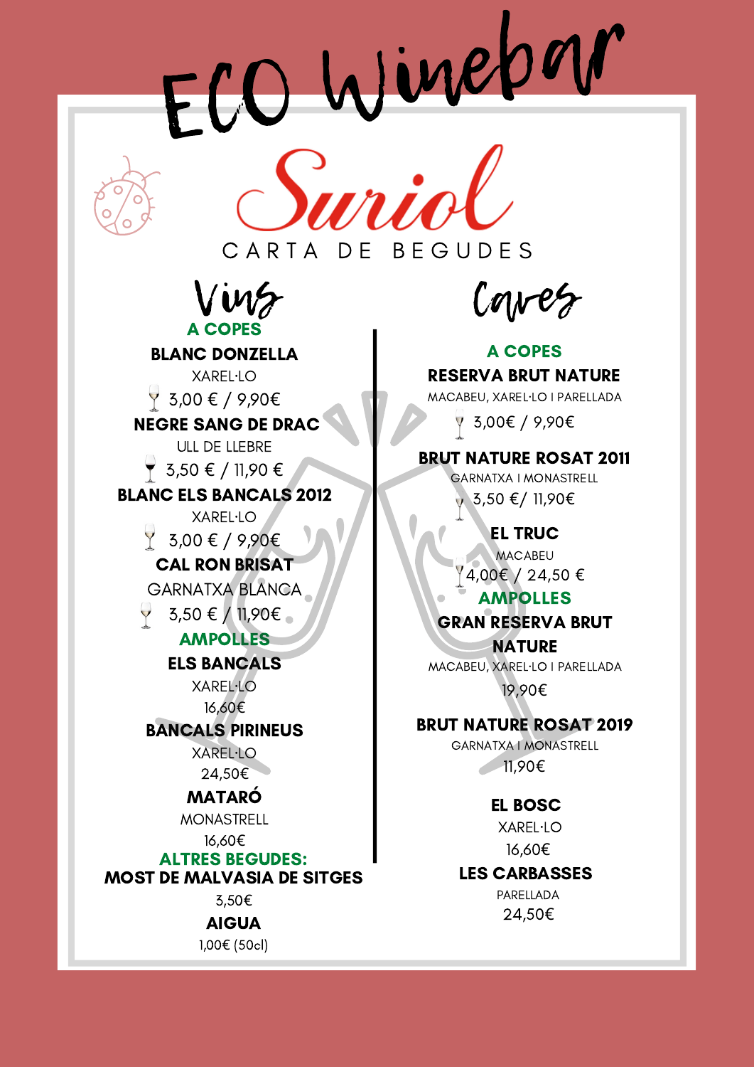# ECO Winebar

# Suriol

CARTA DE BEGUDES

## Vins

### A COPES

**BLANC DONZELLA**
XAREL·LO
3,00 € / 9,90€

**NEGRE SANG DE DRAC**
ULL DE LLEBRE
3,50 € / 11,90 €

**BLANC ELS BANCALS 2012**
XAREL·LO
3,00 € / 9,90€

**CAL RON BRISAT**
GARNATXA BLANCA
3,50 € / 11,90€

### AMPOLLES

**ELS BANCALS**
XAREL·LO
16,60€

**BANCALS PIRINEUS**
XAREL·LO
24,50€

**MATARÓ**
MONASTRELL
16,60€

### ALTRES BEGUDES:

**MOST DE MALVASIA DE SITGES**
3,50€

**AIGUA**
1,00€ (50cl)

## Caves

### A COPES

**RESERVA BRUT NATURE**
MACABEU, XAREL·LO I PARELLADA
3,00€ / 9,90€

**BRUT NATURE ROSAT 2011**
GARNATXA I MONASTRELL
3,50 €/ 11,90€

**EL TRUC**
MACABEU
4,00€ / 24,50 €

### AMPOLLES

**GRAN RESERVA BRUT NATURE**
MACABEU, XAREL·LO I PARELLADA
19,90€

**BRUT NATURE ROSAT 2019**
GARNATXA I MONASTRELL
11,90€

**EL BOSC**
XAREL·LO
16,60€

**LES CARBASSES**
PARELLADA
24,50€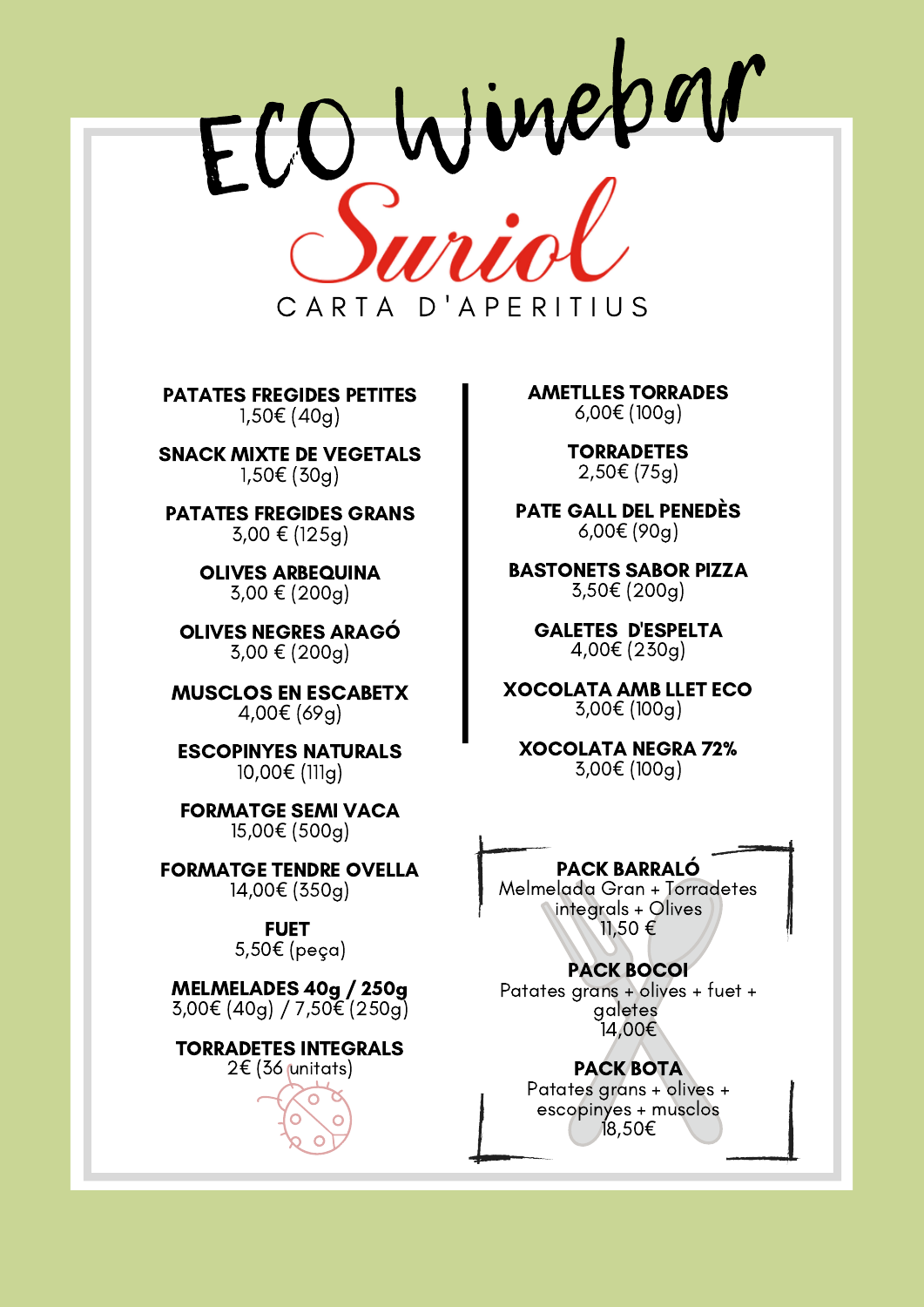# ECO Winebar

## Suriol

### CARTA D'APERITIUS

**PATATES FREGIDES PETITES**
1,50€ (40g)

**SNACK MIXTE DE VEGETALS**
1,50€ (30g)

**PATATES FREGIDES GRANS**
3,00 € (125g)

**OLIVES ARBEQUINA**
3,00 € (200g)

**OLIVES NEGRES ARAGÓ**
3,00 € (200g)

**MUSCLOS EN ESCABETX**
4,00€ (69g)

**ESCOPINYES NATURALS**
10,00€ (111g)

**FORMATGE SEMI VACA**
15,00€ (500g)

**FORMATGE TENDRE OVELLA**
14,00€ (350g)

**FUET**
5,50€ (peça)

**MELMELADES 40g / 250g**
3,00€ (40g) / 7,50€ (250g)

**TORRADETES INTEGRALS**
2€ (36 unitats)

**AMETLLES TORRADES**
6,00€ (100g)

**TORRADETES**
2,50€ (75g)

**PATE GALL DEL PENEDÈS**
6,00€ (90g)

**BASTONETS SABOR PIZZA**
3,50€ (200g)

**GALETES D'ESPELTA**
4,00€ (230g)

**XOCOLATA AMB LLET ECO**
3,00€ (100g)

**XOCOLATA NEGRA 72%**
3,00€ (100g)

**PACK BARRALÓ**
Melmelada Gran + Torradetes integrals + Olives
11,50 €

**PACK BOCOI**
Patates grans + olives + fuet + galetes
14,00€

**PACK BOTA**
Patates grans + olives + escopinyes + musclos
18,50€